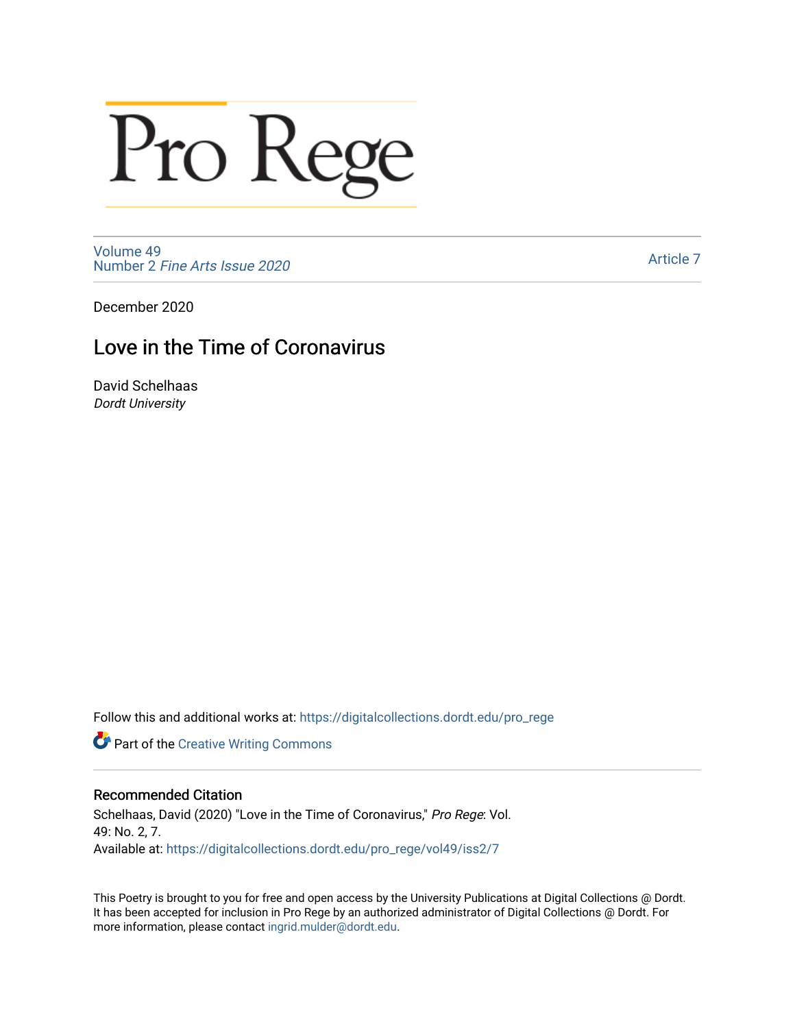# Pro Rege

Volume 49
Number 2 *Fine Arts Issue 2020*

Article 7

December 2020

## Love in the Time of Coronavirus

David Schelhaas
*Dordt University*

Follow this and additional works at: https://digitalcollections.dordt.edu/pro_rege

Part of the Creative Writing Commons

### Recommended Citation

Schelhaas, David (2020) "Love in the Time of Coronavirus," *Pro Rege*: Vol. 49: No. 2, 7.
Available at: https://digitalcollections.dordt.edu/pro_rege/vol49/iss2/7

This Poetry is brought to you for free and open access by the University Publications at Digital Collections @ Dordt. It has been accepted for inclusion in Pro Rege by an authorized administrator of Digital Collections @ Dordt. For more information, please contact ingrid.mulder@dordt.edu.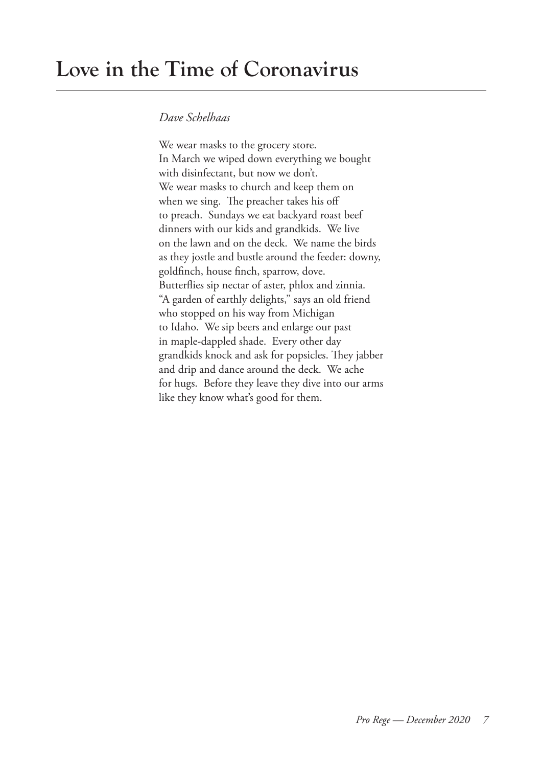# Love in the Time of Coronavirus

*Dave Schelhaas*

We wear masks to the grocery store.  
In March we wiped down everything we bought  
with disinfectant, but now we don't.  
We wear masks to church and keep them on  
when we sing. The preacher takes his off  
to preach. Sundays we eat backyard roast beef  
dinners with our kids and grandkids. We live  
on the lawn and on the deck. We name the birds  
as they jostle and bustle around the feeder: downy,  
goldfinch, house finch, sparrow, dove.  
Butterflies sip nectar of aster, phlox and zinnia.  
"A garden of earthly delights," says an old friend  
who stopped on his way from Michigan  
to Idaho. We sip beers and enlarge our past  
in maple-dappled shade. Every other day  
grandkids knock and ask for popsicles. They jabber  
and drip and dance around the deck. We ache  
for hugs. Before they leave they dive into our arms  
like they know what's good for them.